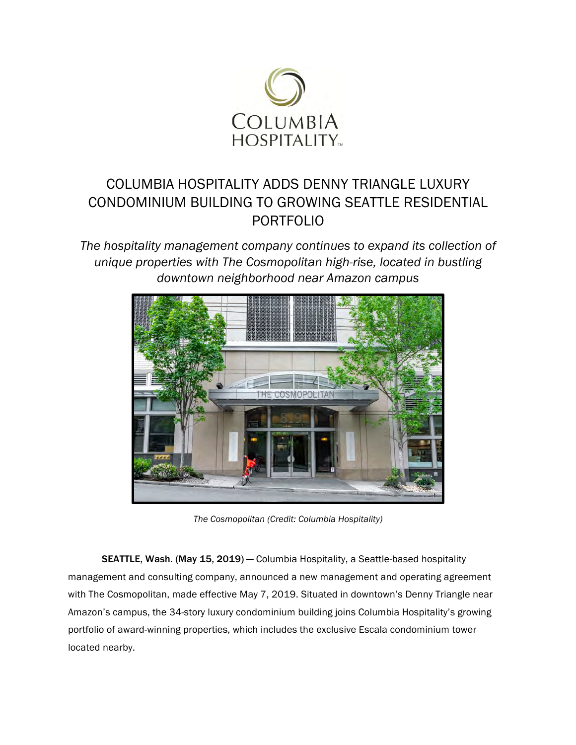# COLUMBIA HOSPITALITY ADDS DENNY TRIANGLE LUXURY CONDOMINIUM BUILDING TO GROWING SEATTLE RESIDENTIAL PORTFOLIO

*The hospitality management company continues to expand its collection of unique properties with The Cosmopolitan high-rise, located in bustling downtown neighborhood near Amazon campus*

*The Cosmopolitan (Credit: Columbia Hospitality)*

**SEATTLE, Wash. (May 15, 2019) —** Columbia Hospitality, a Seattle-based hospitality management and consulting company, announced a new management and operating agreement with The Cosmopolitan, made effective May 7, 2019. Situated in downtown's Denny Triangle near Amazon's campus, the 34-story luxury condominium building joins Columbia Hospitality's growing portfolio of award-winning properties, which includes the exclusive Escala condominium tower located nearby.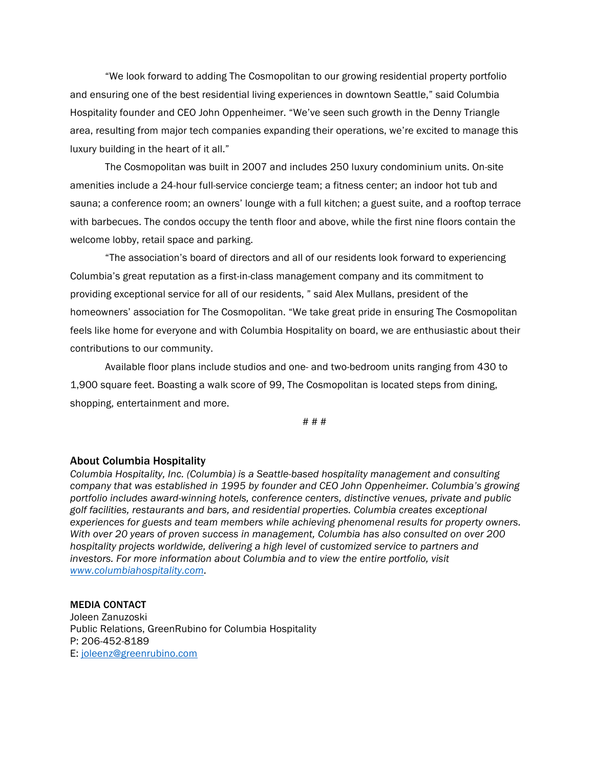"We look forward to adding The Cosmopolitan to our growing residential property portfolio and ensuring one of the best residential living experiences in downtown Seattle," said Columbia Hospitality founder and CEO John Oppenheimer. "We've seen such growth in the Denny Triangle area, resulting from major tech companies expanding their operations, we're excited to manage this luxury building in the heart of it all."

The Cosmopolitan was built in 2007 and includes 250 luxury condominium units. On-site amenities include a 24-hour full-service concierge team; a fitness center; an indoor hot tub and sauna; a conference room; an owners' lounge with a full kitchen; a guest suite, and a rooftop terrace with barbecues. The condos occupy the tenth floor and above, while the first nine floors contain the welcome lobby, retail space and parking.

"The association's board of directors and all of our residents look forward to experiencing Columbia's great reputation as a first-in-class management company and its commitment to providing exceptional service for all of our residents, " said Alex Mullans, president of the homeowners' association for The Cosmopolitan. "We take great pride in ensuring The Cosmopolitan feels like home for everyone and with Columbia Hospitality on board, we are enthusiastic about their contributions to our community.

Available floor plans include studios and one- and two-bedroom units ranging from 430 to 1,900 square feet. Boasting a walk score of 99, The Cosmopolitan is located steps from dining, shopping, entertainment and more.

# # #

### About Columbia Hospitality

*Columbia Hospitality, Inc. (Columbia) is a Seattle-based hospitality management and consulting company that was established in 1995 by founder and CEO John Oppenheimer. Columbia's growing portfolio includes award-winning hotels, conference centers, distinctive venues, private and public golf facilities, restaurants and bars, and residential properties. Columbia creates exceptional experiences for guests and team members while achieving phenomenal results for property owners. With over 20 years of proven success in management, Columbia has also consulted on over 200 hospitality projects worldwide, delivering a high level of customized service to partners and investors. For more information about Columbia and to view the entire portfolio, visit [www.columbiahospitality.com](http://www.columbiahospitality.com).*

**MEDIA CONTACT**
Joleen Zanuzoski
Public Relations, GreenRubino for Columbia Hospitality
P: 206-452-8189
E: [joleenz@greenrubino.com](mailto:joleenz@greenrubino.com)